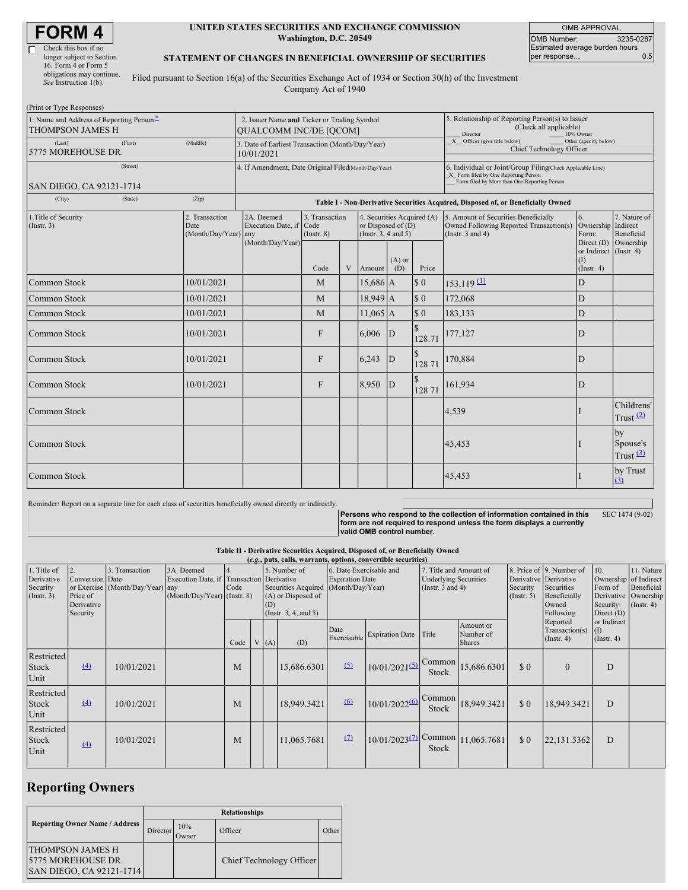# FORM 4

☐ Check this box if no longer subject to Section 16. Form 4 or Form 5 obligations may continue. *See* Instruction 1(b).

**UNITED STATES SECURITIES AND EXCHANGE COMMISSION**
**Washington, D.C. 20549**

**STATEMENT OF CHANGES IN BENEFICIAL OWNERSHIP OF SECURITIES**

Filed pursuant to Section 16(a) of the Securities Exchange Act of 1934 or Section 30(h) of the Investment Company Act of 1940

| OMB APPROVAL | |
|---|---|
| OMB Number: | 3235-0287 |
| Estimated average burden hours per response... | 0.5 |

(Print or Type Responses)

| | | |
|---|---|---|
| 1. Name and Address of Reporting Person* THOMPSON JAMES H | 2. Issuer Name **and** Ticker or Trading Symbol QUALCOMM INC/DE [QCOM] | 5. Relationship of Reporting Person(s) to Issuer (Check all applicable) ___ Director ___ 10% Owner _X_ Officer (give title below) ___ Other (specify below) Chief Technology Officer |
| (Last) (First) (Middle) 5775 MOREHOUSE DR. | 3. Date of Earliest Transaction (Month/Day/Year) 10/01/2021 | |
| (Street) SAN DIEGO, CA 92121-1714 | 4. If Amendment, Date Original Filed (Month/Day/Year) | 6. Individual or Joint/Group Filing (Check Applicable Line) _X_ Form filed by One Reporting Person ___ Form filed by More than One Reporting Person |
| (City) (State) (Zip) | | |

**Table I - Non-Derivative Securities Acquired, Disposed of, or Beneficially Owned**

| 1.Title of Security (Instr. 3) | 2. Transaction Date (Month/Day/Year) | 2A. Deemed Execution Date, if any (Month/Day/Year) | 3. Transaction Code (Instr. 8) | | 4. Securities Acquired (A) or Disposed of (D) (Instr. 3, 4 and 5) | | | 5. Amount of Securities Beneficially Owned Following Reported Transaction(s) (Instr. 3 and 4) | 6. Ownership Form: Direct (D) or Indirect (I) (Instr. 4) | 7. Nature of Indirect Beneficial Ownership (Instr. 4) |
|---|---|---|---|---|---|---|---|---|---|---|
| | | | Code | V | Amount | (A) or (D) | Price | | | |
| Common Stock | 10/01/2021 | | M | | 15,686 | A | $ 0 | 153,119 [(1)](#) | D | |
| Common Stock | 10/01/2021 | | M | | 18,949 | A | $ 0 | 172,068 | D | |
| Common Stock | 10/01/2021 | | M | | 11,065 | A | $ 0 | 183,133 | D | |
| Common Stock | 10/01/2021 | | F | | 6,006 | D | $ 128.71 | 177,127 | D | |
| Common Stock | 10/01/2021 | | F | | 6,243 | D | $ 128.71 | 170,884 | D | |
| Common Stock | 10/01/2021 | | F | | 8,950 | D | $ 128.71 | 161,934 | D | |
| Common Stock | | | | | | | | 4,539 | I | Childrens' Trust [(2)](#) |
| Common Stock | | | | | | | | 45,453 | I | by Spouse's Trust [(3)](#) |
| Common Stock | | | | | | | | 45,453 | I | by Trust [(3)](#) |

Reminder: Report on a separate line for each class of securities beneficially owned directly or indirectly.

**Persons who respond to the collection of information contained in this form are not required to respond unless the form displays a currently valid OMB control number.** SEC 1474 (9-02)

**Table II - Derivative Securities Acquired, Disposed of, or Beneficially Owned**
**(*e.g.*, puts, calls, warrants, options, convertible securities)**

| 1. Title of Derivative Security (Instr. 3) | 2. Conversion or Exercise Price of Derivative Security | 3. Transaction Date (Month/Day/Year) | 3A. Deemed Execution Date, if any (Month/Day/Year) | 4. Transaction Code (Instr. 8) | | 5. Number of Derivative Securities Acquired (A) or Disposed of (D) (Instr. 3, 4, and 5) | | 6. Date Exercisable and Expiration Date (Month/Day/Year) | | 7. Title and Amount of Underlying Securities (Instr. 3 and 4) | | 8. Price of Derivative Security (Instr. 5) | 9. Number of Derivative Securities Beneficially Owned Following Reported Transaction(s) (Instr. 4) | 10. Ownership Form of Derivative Security: Direct (D) or Indirect (I) (Instr. 4) | 11. Nature of Indirect Beneficial Ownership (Instr. 4) |
|---|---|---|---|---|---|---|---|---|---|---|---|---|---|---|---|
| | | | | Code | V | (A) | (D) | Date Exercisable | Expiration Date | Title | Amount or Number of Shares | | | | |
| Restricted Stock Unit | [(4)](#) | 10/01/2021 | | M | | | 15,686.6301 | [(5)](#) | 10/01/2021[(5)](#) | Common Stock | 15,686.6301 | $ 0 | 0 | D | |
| Restricted Stock Unit | [(4)](#) | 10/01/2021 | | M | | | 18,949.3421 | [(6)](#) | 10/01/2022[(6)](#) | Common Stock | 18,949.3421 | $ 0 | 18,949.3421 | D | |
| Restricted Stock Unit | [(4)](#) | 10/01/2021 | | M | | | 11,065.7681 | [(7)](#) | 10/01/2023[(7)](#) | Common Stock | 11,065.7681 | $ 0 | 22,131.5362 | D | |

## Reporting Owners

| Reporting Owner Name / Address | Relationships | | | |
|---|---|---|---|---|
| | Director | 10% Owner | Officer | Other |
| THOMPSON JAMES H 5775 MOREHOUSE DR. SAN DIEGO, CA 92121-1714 | | | Chief Technology Officer | |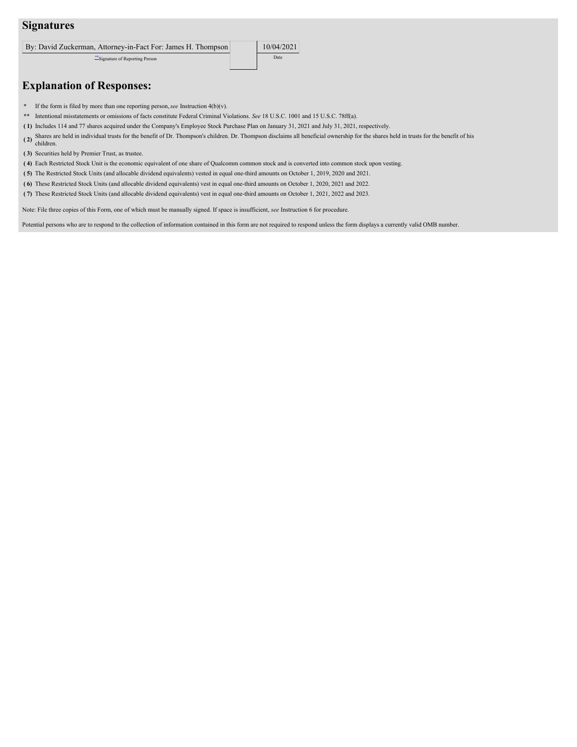## Signatures

| By: David Zuckerman, Attorney-in-Fact For: James H. Thompson | | 10/04/2021 |
|---|---|---|
| ** Signature of Reporting Person | | Date |

## Explanation of Responses:

\* If the form is filed by more than one reporting person, *see* Instruction 4(b)(v).

\*\* Intentional misstatements or omissions of facts constitute Federal Criminal Violations. *See* 18 U.S.C. 1001 and 15 U.S.C. 78ff(a).

**( 1)** Includes 114 and 77 shares acquired under the Company's Employee Stock Purchase Plan on January 31, 2021 and July 31, 2021, respectively.

**( 2)** Shares are held in individual trusts for the benefit of Dr. Thompson's children. Dr. Thompson disclaims all beneficial ownership for the shares held in trusts for the benefit of his children.

**( 3)** Securities held by Premier Trust, as trustee.

**( 4)** Each Restricted Stock Unit is the economic equivalent of one share of Qualcomm common stock and is converted into common stock upon vesting.

**( 5)** The Restricted Stock Units (and allocable dividend equivalents) vested in equal one-third amounts on October 1, 2019, 2020 and 2021.

**( 6)** These Restricted Stock Units (and allocable dividend equivalents) vest in equal one-third amounts on October 1, 2020, 2021 and 2022.

**( 7)** These Restricted Stock Units (and allocable dividend equivalents) vest in equal one-third amounts on October 1, 2021, 2022 and 2023.

Note: File three copies of this Form, one of which must be manually signed. If space is insufficient, *see* Instruction 6 for procedure.

Potential persons who are to respond to the collection of information contained in this form are not required to respond unless the form displays a currently valid OMB number.